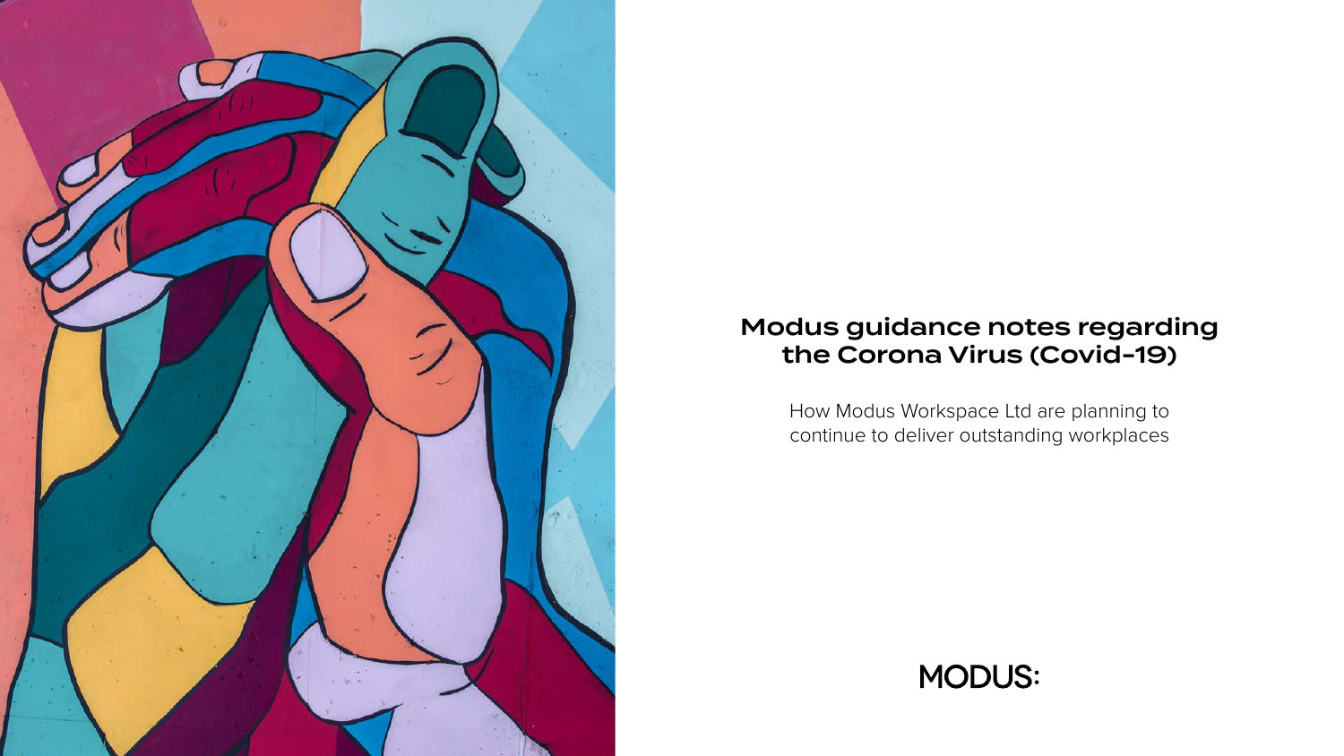# Modus guidance notes regarding the Corona Virus (Covid-19)

How Modus Workspace Ltd are planning to continue to deliver outstanding workplaces

MODUS: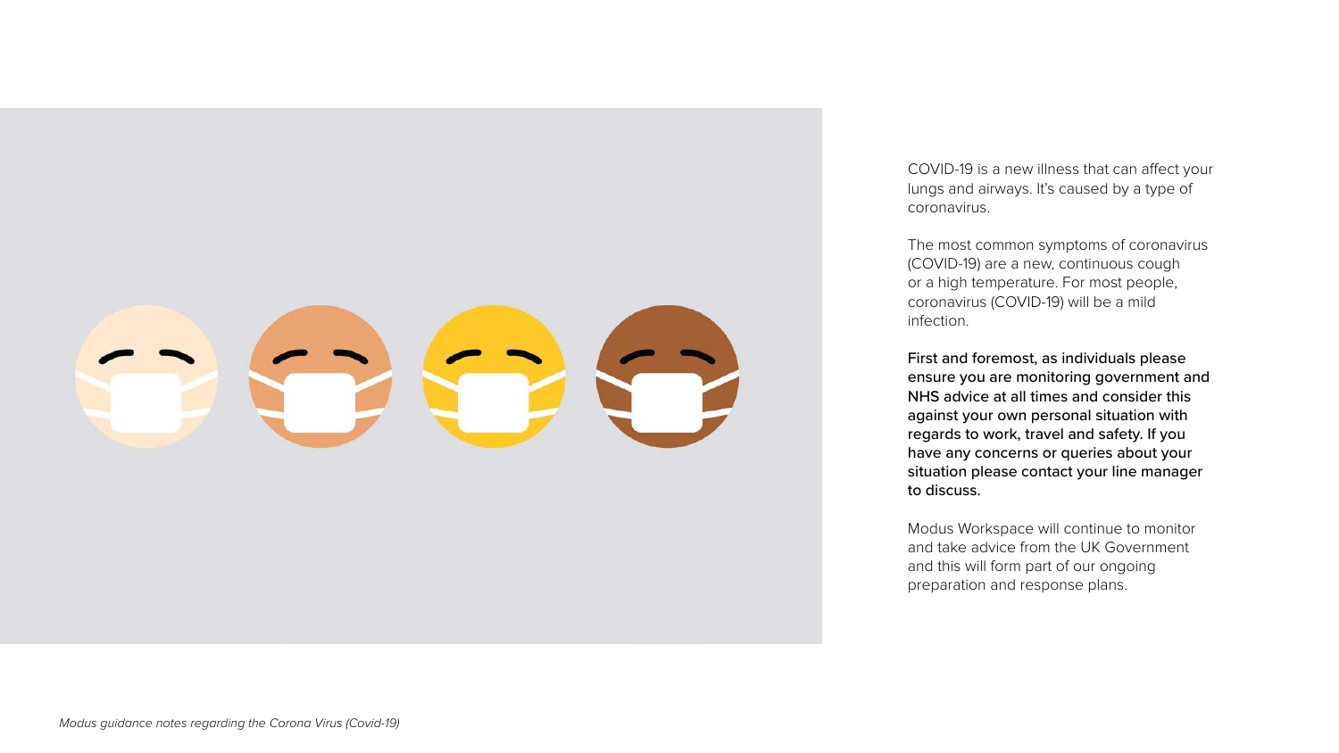COVID-19 is a new illness that can affect your lungs and airways. It's caused by a type of coronavirus.

The most common symptoms of coronavirus (COVID-19) are a new, continuous cough or a high temperature. For most people, coronavirus (COVID-19) will be a mild infection.

**First and foremost, as individuals please ensure you are monitoring government and NHS advice at all times and consider this against your own personal situation with regards to work, travel and safety. If you have any concerns or queries about your situation please contact your line manager to discuss.**

Modus Workspace will continue to monitor and take advice from the UK Government and this will form part of our ongoing preparation and response plans.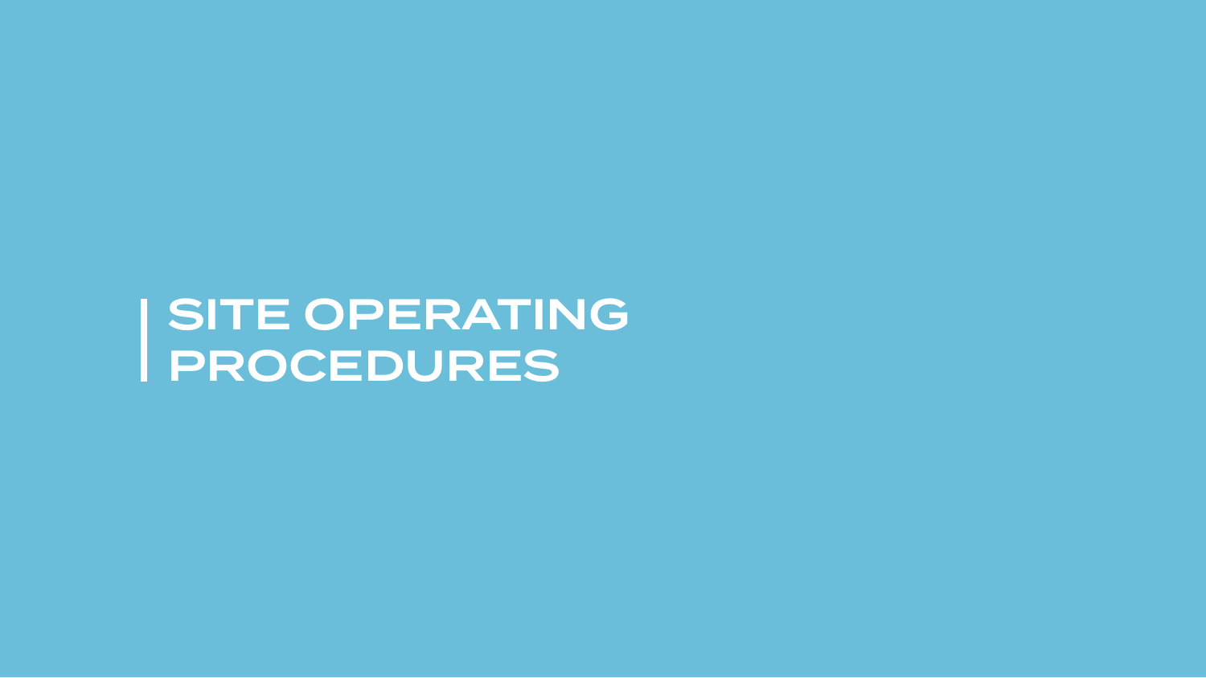# SITE OPERATING PROCEDURES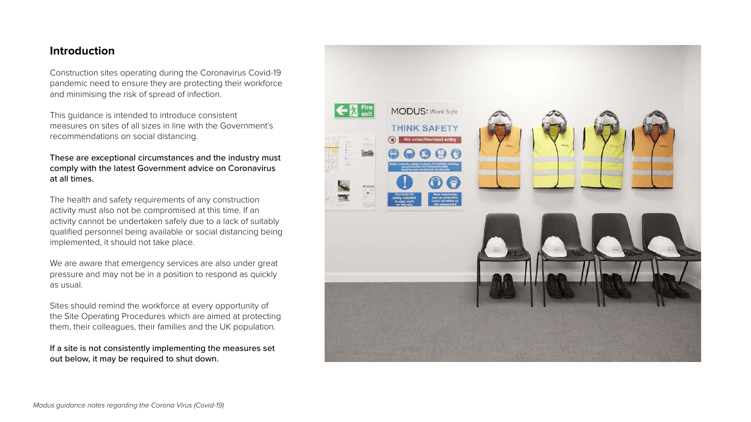## Introduction

Construction sites operating during the Coronavirus Covid-19 pandemic need to ensure they are protecting their workforce and minimising the risk of spread of infection.

This guidance is intended to introduce consistent measures on sites of all sizes in line with the Government's recommendations on social distancing.

**These are exceptional circumstances and the industry must comply with the latest Government advice on Coronavirus at all times.**

The health and safety requirements of any construction activity must also not be compromised at this time. If an activity cannot be undertaken safely due to a lack of suitably qualified personnel being available or social distancing being implemented, it should not take place.

We are aware that emergency services are also under great pressure and may not be in a position to respond as quickly as usual.

Sites should remind the workforce at every opportunity of the Site Operating Procedures which are aimed at protecting them, their colleagues, their families and the UK population.

**If a site is not consistently implementing the measures set out below, it may be required to shut down.**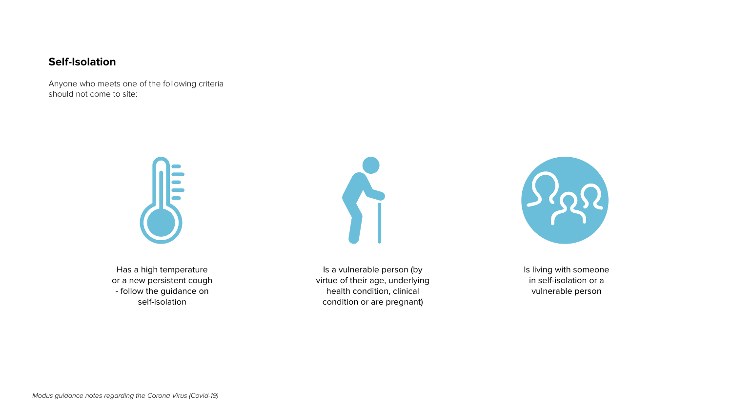## Self-Isolation

Anyone who meets one of the following criteria should not come to site:

- Has a high temperature or a new persistent cough - follow the guidance on self-isolation
- Is a vulnerable person (by virtue of their age, underlying health condition, clinical condition or are pregnant)
- Is living with someone in self-isolation or a vulnerable person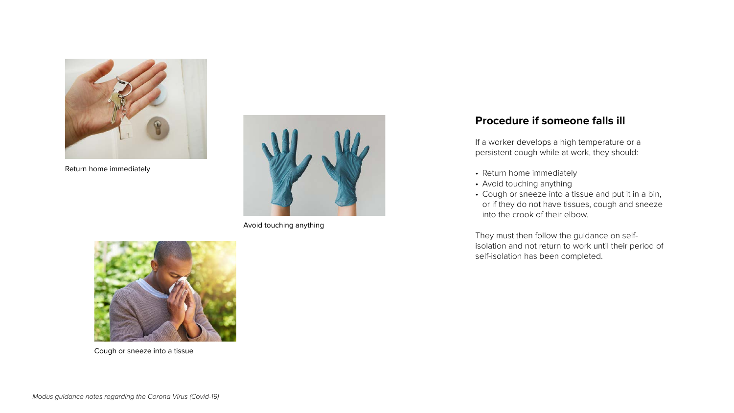Return home immediately

Avoid touching anything

Cough or sneeze into a tissue

## Procedure if someone falls ill

If a worker develops a high temperature or a persistent cough while at work, they should:

- Return home immediately
- Avoid touching anything
- Cough or sneeze into a tissue and put it in a bin, or if they do not have tissues, cough and sneeze into the crook of their elbow.

They must then follow the guidance on self-isolation and not return to work until their period of self-isolation has been completed.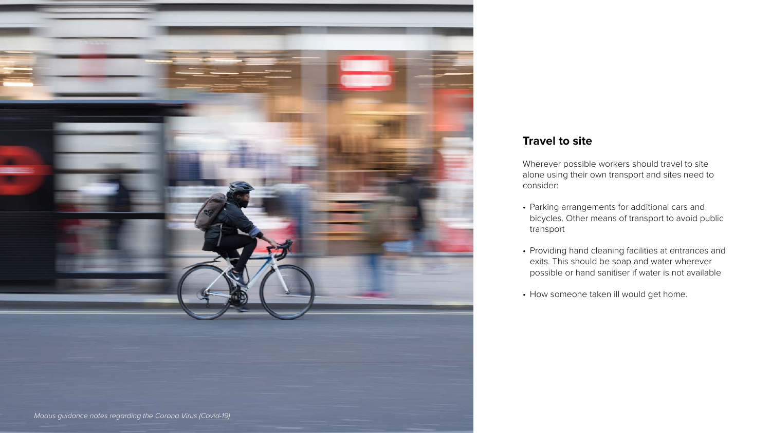## Travel to site

Wherever possible workers should travel to site alone using their own transport and sites need to consider:

- Parking arrangements for additional cars and bicycles. Other means of transport to avoid public transport
- Providing hand cleaning facilities at entrances and exits. This should be soap and water wherever possible or hand sanitiser if water is not available
- How someone taken ill would get home.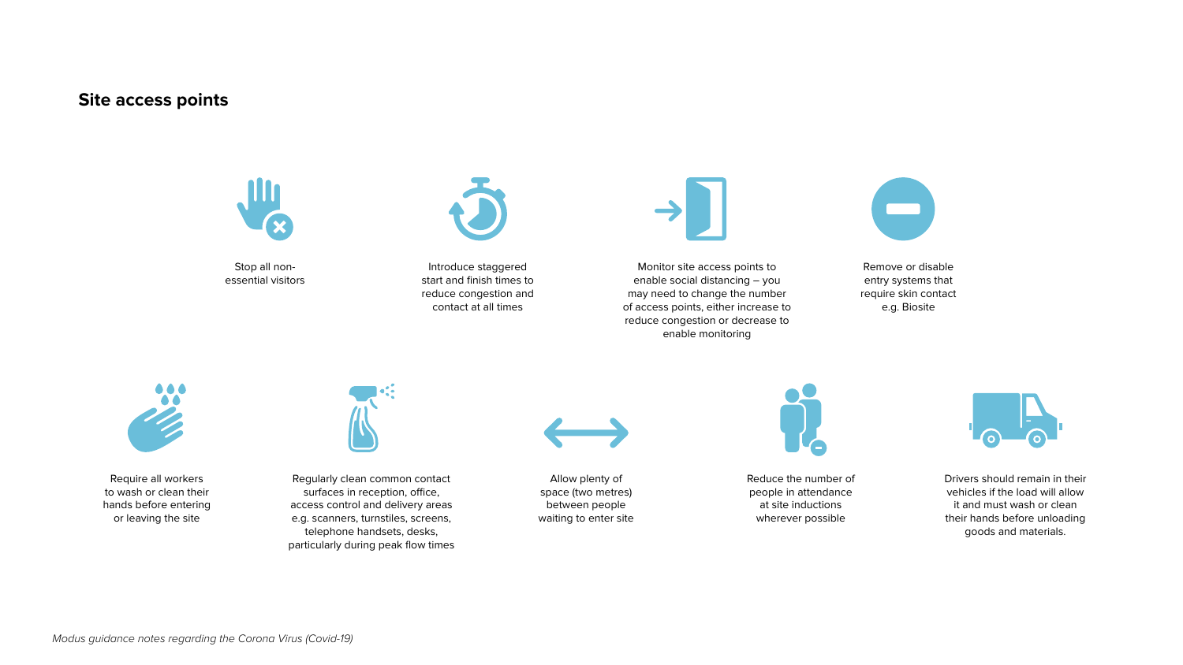## Site access points

- Stop all non-essential visitors
- Introduce staggered start and finish times to reduce congestion and contact at all times
- Monitor site access points to enable social distancing – you may need to change the number of access points, either increase to reduce congestion or decrease to enable monitoring
- Remove or disable entry systems that require skin contact e.g. Biosite
- Require all workers to wash or clean their hands before entering or leaving the site
- Regularly clean common contact surfaces in reception, office, access control and delivery areas e.g. scanners, turnstiles, screens, telephone handsets, desks, particularly during peak flow times
- Allow plenty of space (two metres) between people waiting to enter site
- Reduce the number of people in attendance at site inductions wherever possible
- Drivers should remain in their vehicles if the load will allow it and must wash or clean their hands before unloading goods and materials.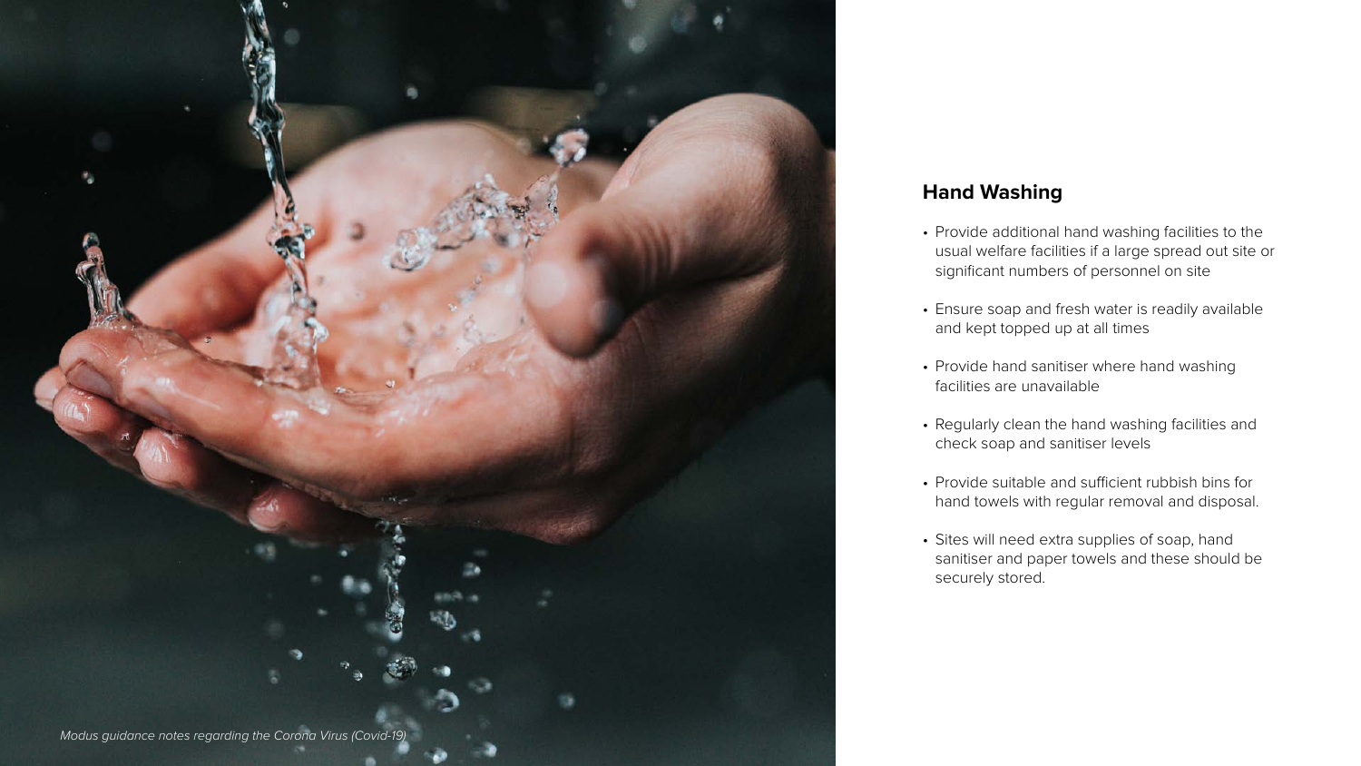## Hand Washing

- Provide additional hand washing facilities to the usual welfare facilities if a large spread out site or significant numbers of personnel on site
- Ensure soap and fresh water is readily available and kept topped up at all times
- Provide hand sanitiser where hand washing facilities are unavailable
- Regularly clean the hand washing facilities and check soap and sanitiser levels
- Provide suitable and sufficient rubbish bins for hand towels with regular removal and disposal.
- Sites will need extra supplies of soap, hand sanitiser and paper towels and these should be securely stored.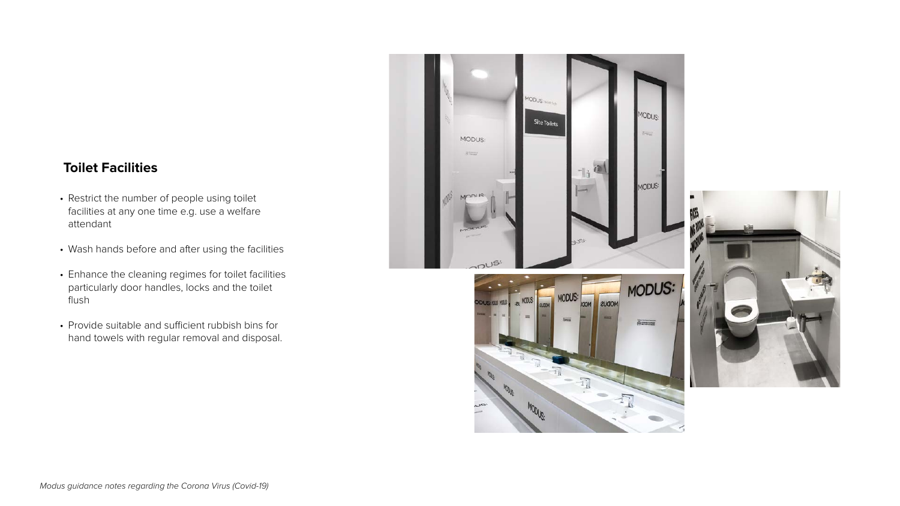## Toilet Facilities

- Restrict the number of people using toilet facilities at any one time e.g. use a welfare attendant
- Wash hands before and after using the facilities
- Enhance the cleaning regimes for toilet facilities particularly door handles, locks and the toilet flush
- Provide suitable and sufficient rubbish bins for hand towels with regular removal and disposal.

*Modus guidance notes regarding the Corona Virus (Covid-19)*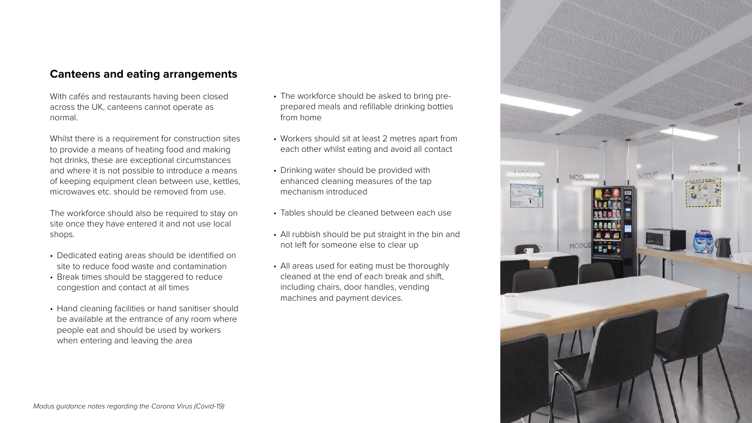## Canteens and eating arrangements

With cafés and restaurants having been closed across the UK, canteens cannot operate as normal.

Whilst there is a requirement for construction sites to provide a means of heating food and making hot drinks, these are exceptional circumstances and where it is not possible to introduce a means of keeping equipment clean between use, kettles, microwaves etc. should be removed from use.

The workforce should also be required to stay on site once they have entered it and not use local shops.

- Dedicated eating areas should be identified on site to reduce food waste and contamination
- Break times should be staggered to reduce congestion and contact at all times
- Hand cleaning facilities or hand sanitiser should be available at the entrance of any room where people eat and should be used by workers when entering and leaving the area
- The workforce should be asked to bring pre-prepared meals and refillable drinking bottles from home
- Workers should sit at least 2 metres apart from each other whilst eating and avoid all contact
- Drinking water should be provided with enhanced cleaning measures of the tap mechanism introduced
- Tables should be cleaned between each use
- All rubbish should be put straight in the bin and not left for someone else to clear up
- All areas used for eating must be thoroughly cleaned at the end of each break and shift, including chairs, door handles, vending machines and payment devices.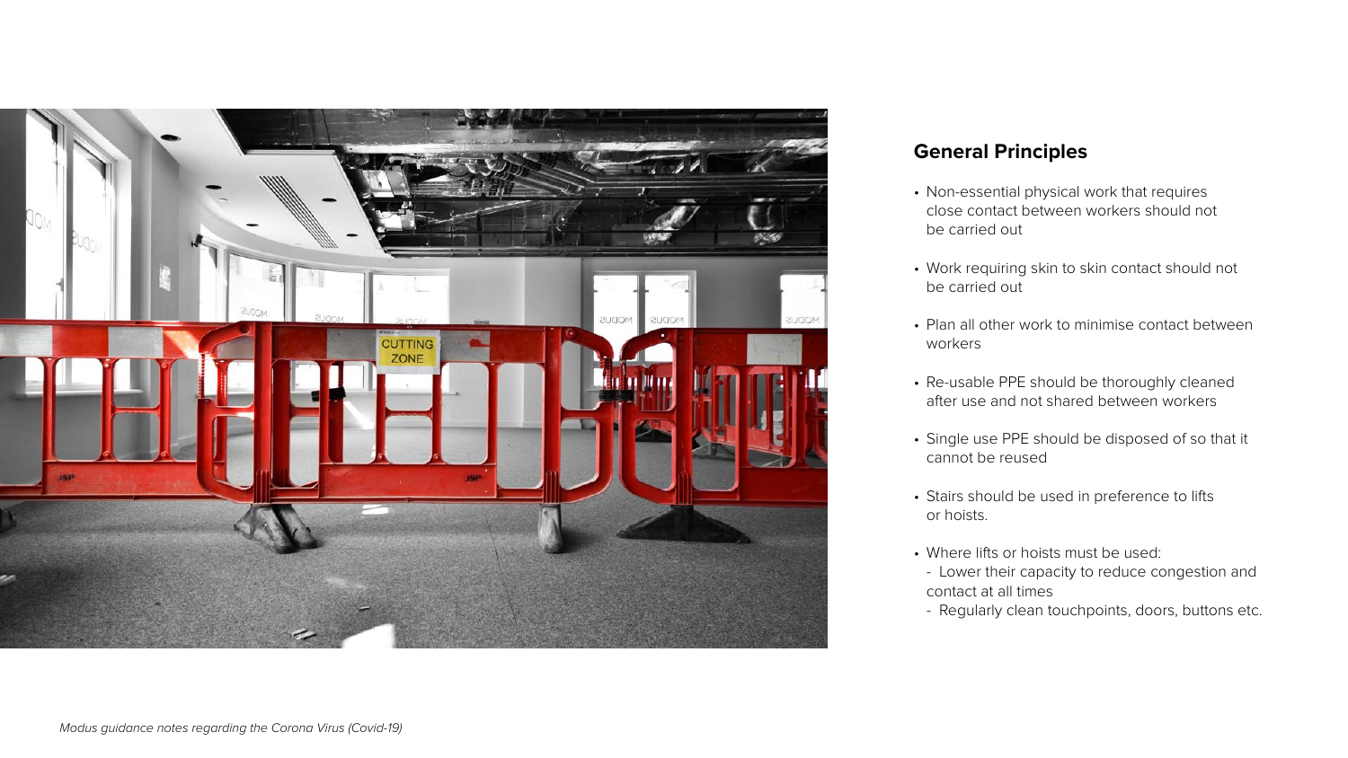## General Principles

- Non-essential physical work that requires close contact between workers should not be carried out
- Work requiring skin to skin contact should not be carried out
- Plan all other work to minimise contact between workers
- Re-usable PPE should be thoroughly cleaned after use and not shared between workers
- Single use PPE should be disposed of so that it cannot be reused
- Stairs should be used in preference to lifts or hoists.
- Where lifts or hoists must be used:
  - Lower their capacity to reduce congestion and contact at all times
  - Regularly clean touchpoints, doors, buttons etc.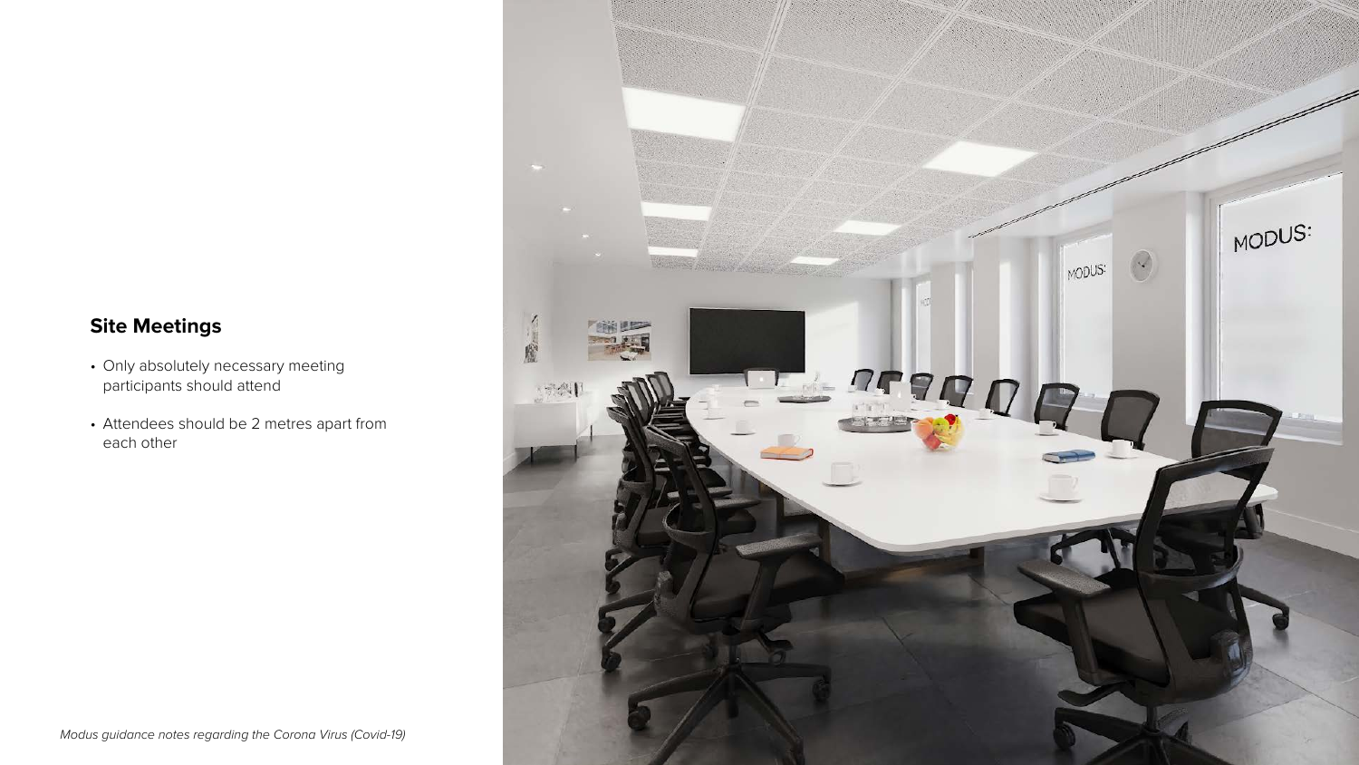## Site Meetings

- Only absolutely necessary meeting participants should attend
- Attendees should be 2 metres apart from each other

*Modus guidance notes regarding the Corona Virus (Covid-19)*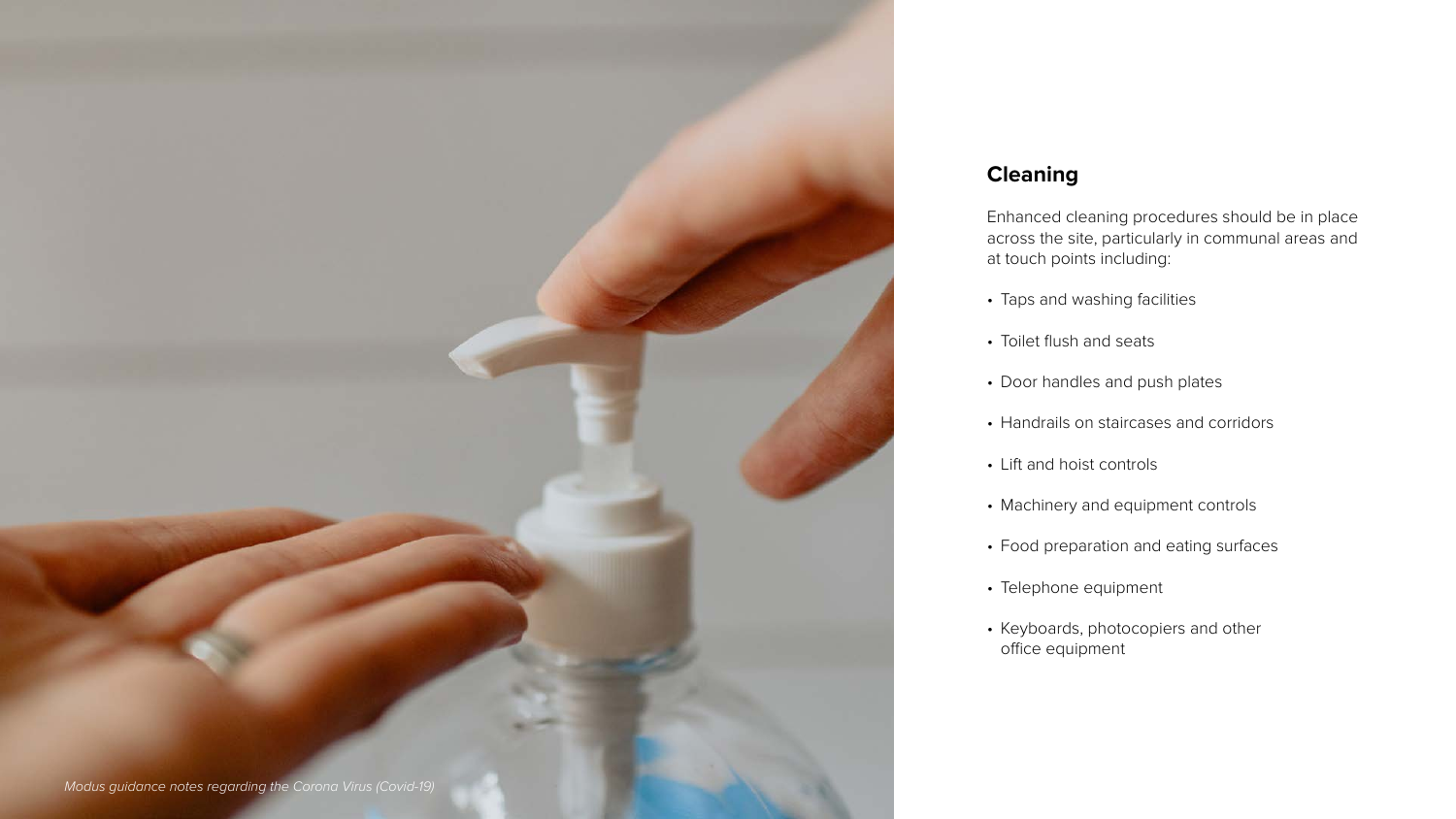## Cleaning

Enhanced cleaning procedures should be in place across the site, particularly in communal areas and at touch points including:

- Taps and washing facilities
- Toilet flush and seats
- Door handles and push plates
- Handrails on staircases and corridors
- Lift and hoist controls
- Machinery and equipment controls
- Food preparation and eating surfaces
- Telephone equipment
- Keyboards, photocopiers and other office equipment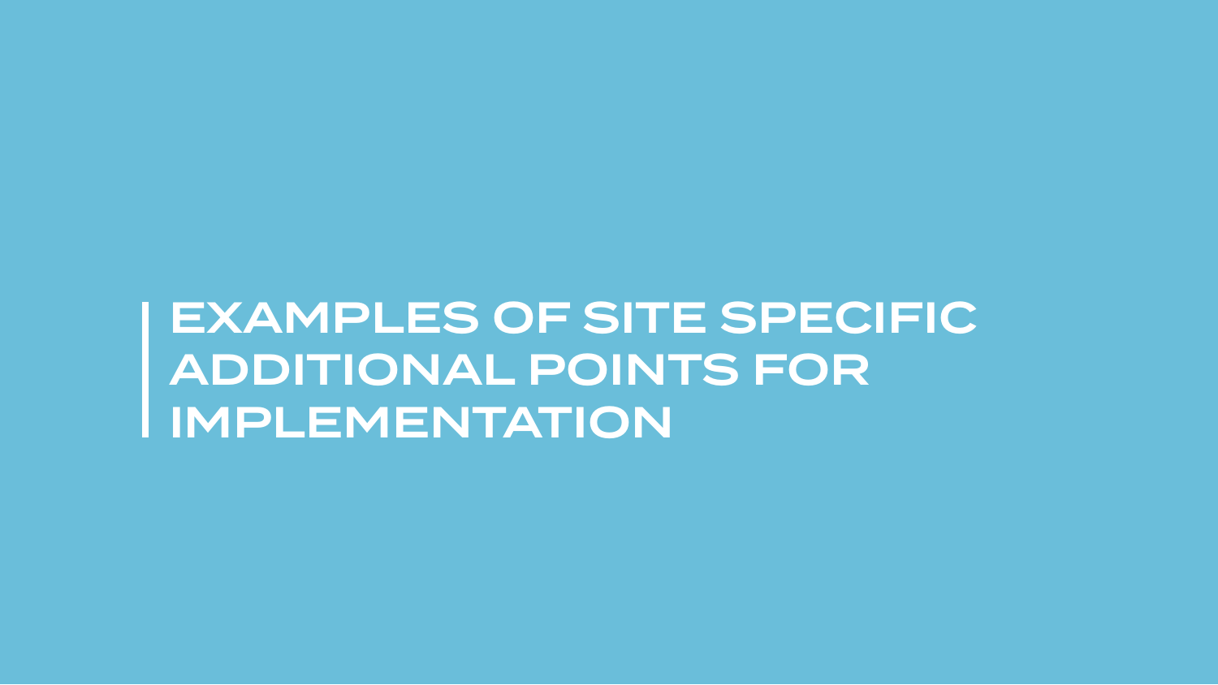# EXAMPLES OF SITE SPECIFIC ADDITIONAL POINTS FOR IMPLEMENTATION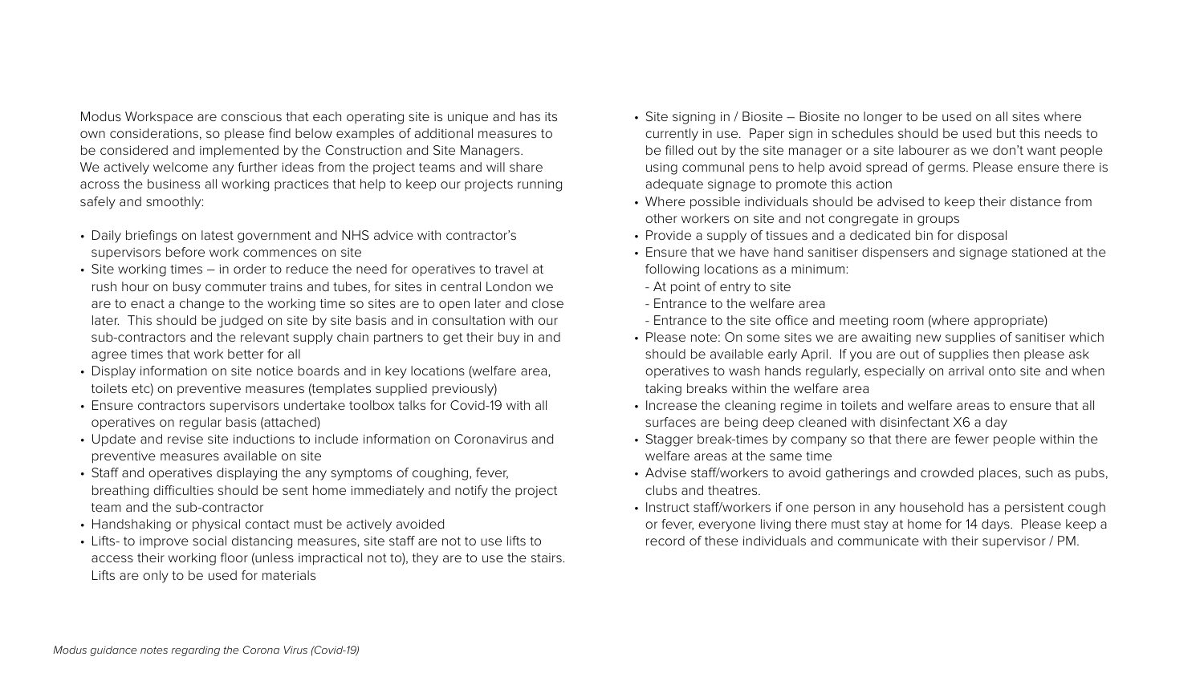Modus Workspace are conscious that each operating site is unique and has its own considerations, so please find below examples of additional measures to be considered and implemented by the Construction and Site Managers. We actively welcome any further ideas from the project teams and will share across the business all working practices that help to keep our projects running safely and smoothly:

- Daily briefings on latest government and NHS advice with contractor's supervisors before work commences on site
- Site working times – in order to reduce the need for operatives to travel at rush hour on busy commuter trains and tubes, for sites in central London we are to enact a change to the working time so sites are to open later and close later. This should be judged on site by site basis and in consultation with our sub-contractors and the relevant supply chain partners to get their buy in and agree times that work better for all
- Display information on site notice boards and in key locations (welfare area, toilets etc) on preventive measures (templates supplied previously)
- Ensure contractors supervisors undertake toolbox talks for Covid-19 with all operatives on regular basis (attached)
- Update and revise site inductions to include information on Coronavirus and preventive measures available on site
- Staff and operatives displaying the any symptoms of coughing, fever, breathing difficulties should be sent home immediately and notify the project team and the sub-contractor
- Handshaking or physical contact must be actively avoided
- Lifts- to improve social distancing measures, site staff are not to use lifts to access their working floor (unless impractical not to), they are to use the stairs. Lifts are only to be used for materials
- Site signing in / Biosite – Biosite no longer to be used on all sites where currently in use. Paper sign in schedules should be used but this needs to be filled out by the site manager or a site labourer as we don't want people using communal pens to help avoid spread of germs. Please ensure there is adequate signage to promote this action
- Where possible individuals should be advised to keep their distance from other workers on site and not congregate in groups
- Provide a supply of tissues and a dedicated bin for disposal
- Ensure that we have hand sanitiser dispensers and signage stationed at the following locations as a minimum:
  - At point of entry to site
  - Entrance to the welfare area
  - Entrance to the site office and meeting room (where appropriate)
- Please note: On some sites we are awaiting new supplies of sanitiser which should be available early April. If you are out of supplies then please ask operatives to wash hands regularly, especially on arrival onto site and when taking breaks within the welfare area
- Increase the cleaning regime in toilets and welfare areas to ensure that all surfaces are being deep cleaned with disinfectant X6 a day
- Stagger break-times by company so that there are fewer people within the welfare areas at the same time
- Advise staff/workers to avoid gatherings and crowded places, such as pubs, clubs and theatres.
- Instruct staff/workers if one person in any household has a persistent cough or fever, everyone living there must stay at home for 14 days. Please keep a record of these individuals and communicate with their supervisor / PM.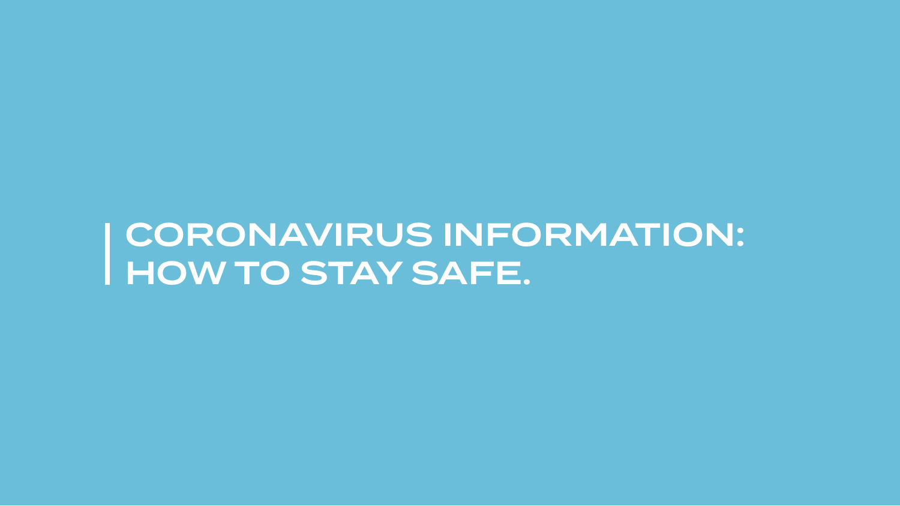# CORONAVIRUS INFORMATION: HOW TO STAY SAFE.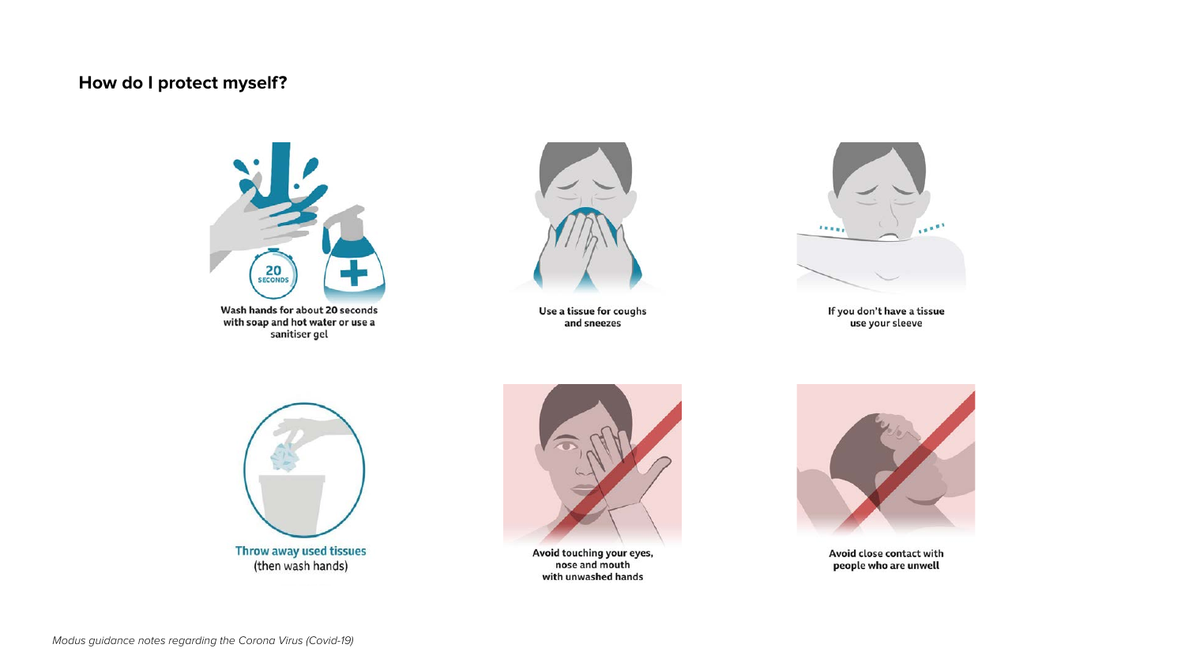## How do I protect myself?

Wash hands for about 20 seconds with soap and hot water or use a sanitiser gel

Use a tissue for coughs and sneezes

If you don't have a tissue use your sleeve

Throw away used tissues (then wash hands)

Avoid touching your eyes, nose and mouth with unwashed hands

Avoid close contact with people who are unwell

*Modus guidance notes regarding the Corona Virus (Covid-19)*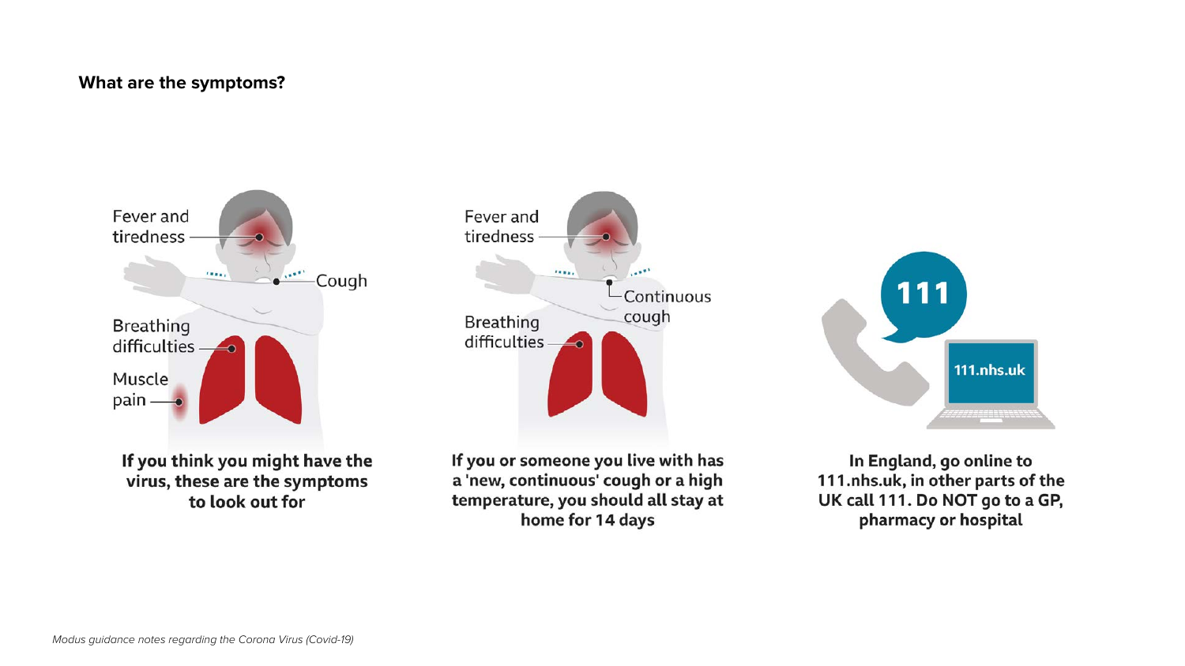**What are the symptoms?**

Fever and tiredness

Cough

Breathing difficulties

Muscle pain

**If you think you might have the virus, these are the symptoms to look out for**

Fever and tiredness

Continuous cough

Breathing difficulties

**If you or someone you live with has a 'new, continuous' cough or a high temperature, you should all stay at home for 14 days**

111

111.nhs.uk

**In England, go online to 111.nhs.uk, in other parts of the UK call 111. Do NOT go to a GP, pharmacy or hospital**

*Modus guidance notes regarding the Corona Virus (Covid-19)*